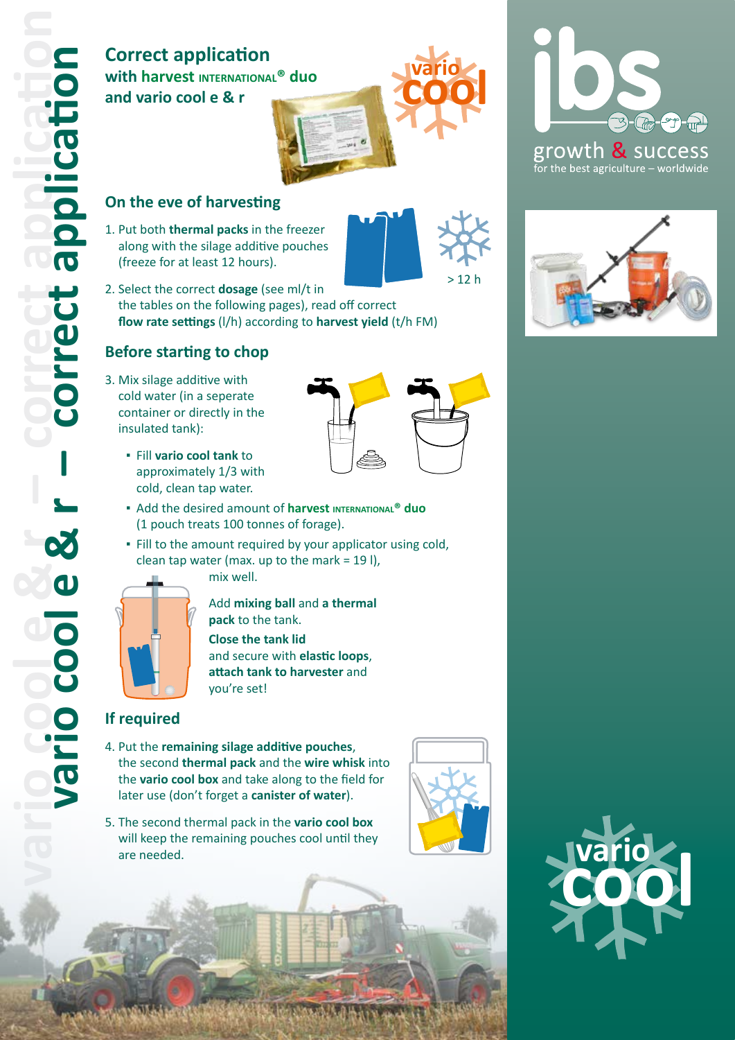# vario cool e & r – correct application

## Correct application
**with harvest INTERNATIONAL® duo and vario cool e & r**

### On the eve of harvesting

1. Put both **thermal packs** in the freezer along with the silage additive pouches (freeze for at least 12 hours).

> 12 h

2. Select the correct **dosage** (see ml/t in the tables on the following pages), read off correct **flow rate settings** (l/h) according to **harvest yield** (t/h FM)

### Before starting to chop

3. Mix silage additive with cold water (in a seperate container or directly in the insulated tank):
   - Fill **vario cool tank** to approximately 1/3 with cold, clean tap water.
   - Add the desired amount of **harvest INTERNATIONAL® duo** (1 pouch treats 100 tonnes of forage).
   - Fill to the amount required by your applicator using cold, clean tap water (max. up to the mark = 19 l), mix well.

Add **mixing ball** and **a thermal pack** to the tank.

**Close the tank lid** and secure with **elastic loops**, **attach tank to harvester** and you're set!

### If required

4. Put the **remaining silage additive pouches**, the second **thermal pack** and the **wire whisk** into the **vario cool box** and take along to the field for later use (don't forget a **canister of water**).

5. The second thermal pack in the **vario cool box** will keep the remaining pouches cool until they are needed.

**ibs**

growth & success

for the best agriculture – worldwide

vario cool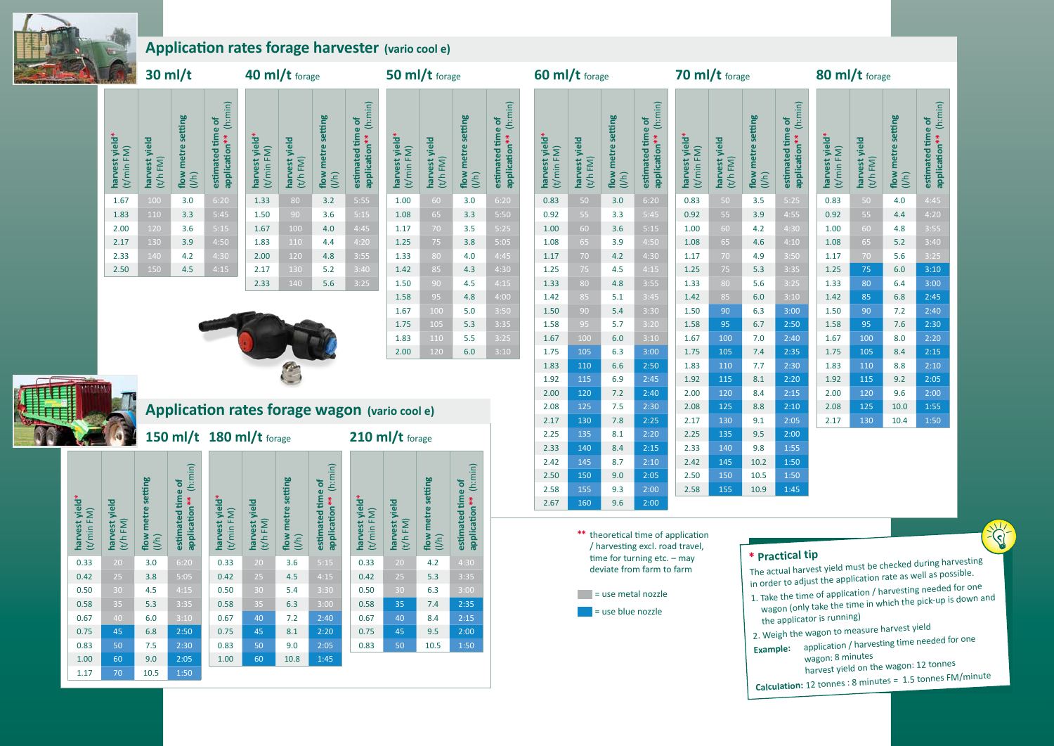## Application rates forage harvester (vario cool e)

### 30 ml/t

| harvest yield* (t/min FM) | harvest yield (t/h FM) | flow metre setting (l/h) | estimated time of application** (h:min) |
|---|---|---|---|
| 1.67 | 100 | 3.0 | 6:20 |
| 1.83 | 110 | 3.3 | 5:45 |
| 2.00 | 120 | 3.6 | 5:15 |
| 2.17 | 130 | 3.9 | 4:50 |
| 2.33 | 140 | 4.2 | 4:30 |
| 2.50 | 150 | 4.5 | 4:15 |

### 40 ml/t forage

| harvest yield* (t/min FM) | harvest yield (t/h FM) | flow metre setting (l/h) | estimated time of application** (h:min) |
|---|---|---|---|
| 1.33 | 80 | 3.2 | 5:55 |
| 1.50 | 90 | 3.6 | 5:15 |
| 1.67 | 100 | 4.0 | 4:45 |
| 1.83 | 110 | 4.4 | 4:20 |
| 2.00 | 120 | 4.8 | 3:55 |
| 2.17 | 130 | 5.2 | 3:40 |
| 2.33 | 140 | 5.6 | 3:25 |

### 50 ml/t forage

| harvest yield* (t/min FM) | harvest yield (t/h FM) | flow metre setting (l/h) | estimated time of application** (h:min) |
|---|---|---|---|
| 1.00 | 60 | 3.0 | 6:20 |
| 1.08 | 65 | 3.3 | 5:50 |
| 1.17 | 70 | 3.5 | 5:25 |
| 1.25 | 75 | 3.8 | 5:05 |
| 1.33 | 80 | 4.0 | 4:45 |
| 1.42 | 85 | 4.3 | 4:30 |
| 1.50 | 90 | 4.5 | 4:15 |
| 1.58 | 95 | 4.8 | 4:00 |
| 1.67 | 100 | 5.0 | 3:50 |
| 1.75 | 105 | 5.3 | 3:35 |
| 1.83 | 110 | 5.5 | 3:25 |
| 2.00 | 120 | 6.0 | 3:10 |

### 60 ml/t forage

| harvest yield* (t/min FM) | harvest yield (t/h FM) | flow metre setting (l/h) | estimated time of application** (h:min) |
|---|---|---|---|
| 0.83 | 50 | 3.0 | 6:20 |
| 0.92 | 55 | 3.3 | 5:45 |
| 1.00 | 60 | 3.6 | 5:15 |
| 1.08 | 65 | 3.9 | 4:50 |
| 1.17 | 70 | 4.2 | 4:30 |
| 1.25 | 75 | 4.5 | 4:15 |
| 1.33 | 80 | 4.8 | 3:55 |
| 1.42 | 85 | 5.1 | 3:45 |
| 1.50 | 90 | 5.4 | 3:30 |
| 1.58 | 95 | 5.7 | 3:20 |
| 1.67 | 100 | 6.0 | 3:10 |
| 1.75 | 105 | 6.3 | 3:00 |
| 1.83 | 110 | 6.6 | 2:50 |
| 1.92 | 115 | 6.9 | 2:45 |
| 2.00 | 120 | 7.2 | 2:40 |
| 2.08 | 125 | 7.5 | 2:30 |
| 2.17 | 130 | 7.8 | 2:25 |
| 2.25 | 135 | 8.1 | 2:20 |
| 2.33 | 140 | 8.4 | 2:15 |
| 2.42 | 145 | 8.7 | 2:10 |
| 2.50 | 150 | 9.0 | 2:05 |
| 2.58 | 155 | 9.3 | 2:00 |
| 2.67 | 160 | 9.6 | 2:00 |

### 70 ml/t forage

| harvest yield* (t/min FM) | harvest yield (t/h FM) | flow metre setting (l/h) | estimated time of application** (h:min) |
|---|---|---|---|
| 0.83 | 50 | 3.5 | 5:25 |
| 0.92 | 55 | 3.9 | 4:55 |
| 1.00 | 60 | 4.2 | 4:30 |
| 1.08 | 65 | 4.6 | 4:10 |
| 1.17 | 70 | 4.9 | 3:50 |
| 1.25 | 75 | 5.3 | 3:35 |
| 1.33 | 80 | 5.6 | 3:25 |
| 1.42 | 85 | 6.0 | 3:10 |
| 1.50 | 90 | 6.3 | 3:00 |
| 1.58 | 95 | 6.7 | 2:50 |
| 1.67 | 100 | 7.0 | 2:40 |
| 1.75 | 105 | 7.4 | 2:35 |
| 1.83 | 110 | 7.7 | 2:30 |
| 1.92 | 115 | 8.1 | 2:20 |
| 2.00 | 120 | 8.4 | 2:15 |
| 2.08 | 125 | 8.8 | 2:10 |
| 2.17 | 130 | 9.1 | 2:05 |
| 2.25 | 135 | 9.5 | 2:00 |
| 2.33 | 140 | 9.8 | 1:55 |
| 2.42 | 145 | 10.2 | 1:50 |
| 2.50 | 150 | 10.5 | 1:50 |
| 2.58 | 155 | 10.9 | 1:45 |

### 80 ml/t forage

| harvest yield* (t/min FM) | harvest yield (t/h FM) | flow metre setting (l/h) | estimated time of application** (h:min) |
|---|---|---|---|
| 0.83 | 50 | 4.0 | 4:45 |
| 0.92 | 55 | 4.4 | 4:20 |
| 1.00 | 60 | 4.8 | 3:55 |
| 1.08 | 65 | 5.2 | 3:40 |
| 1.17 | 70 | 5.6 | 3:25 |
| 1.25 | 75 | 6.0 | 3:10 |
| 1.33 | 80 | 6.4 | 3:00 |
| 1.42 | 85 | 6.8 | 2:45 |
| 1.50 | 90 | 7.2 | 2:40 |
| 1.58 | 95 | 7.6 | 2:30 |
| 1.67 | 100 | 8.0 | 2:20 |
| 1.75 | 105 | 8.4 | 2:15 |
| 1.83 | 110 | 8.8 | 2:10 |
| 1.92 | 115 | 9.2 | 2:05 |
| 2.00 | 120 | 9.6 | 2:00 |
| 2.08 | 125 | 10.0 | 1:55 |
| 2.17 | 130 | 10.4 | 1:50 |

## Application rates forage wagon (vario cool e)

### 150 ml/t

| harvest yield* (t/min FM) | harvest yield (t/h FM) | flow metre setting (l/h) | estimated time of application** (h:min) |
|---|---|---|---|
| 0.33 | 20 | 3.0 | 6:20 |
| 0.42 | 25 | 3.8 | 5:05 |
| 0.50 | 30 | 4.5 | 4:15 |
| 0.58 | 35 | 5.3 | 3:35 |
| 0.67 | 40 | 6.0 | 3:10 |
| 0.75 | 45 | 6.8 | 2:50 |
| 0.83 | 50 | 7.5 | 2:30 |
| 1.00 | 60 | 9.0 | 2:05 |
| 1.17 | 70 | 10.5 | 1:50 |

### 180 ml/t forage

| harvest yield* (t/min FM) | harvest yield (t/h FM) | flow metre setting (l/h) | estimated time of application** (h:min) |
|---|---|---|---|
| 0.33 | 20 | 3.6 | 5:15 |
| 0.42 | 25 | 4.5 | 4:15 |
| 0.50 | 30 | 5.4 | 3:30 |
| 0.58 | 35 | 6.3 | 3:00 |
| 0.67 | 40 | 7.2 | 2:40 |
| 0.75 | 45 | 8.1 | 2:20 |
| 0.83 | 50 | 9.0 | 2:05 |
| 1.00 | 60 | 10.8 | 1:45 |

### 210 ml/t forage

| harvest yield* (t/min FM) | harvest yield (t/h FM) | flow metre setting (l/h) | estimated time of application** (h:min) |
|---|---|---|---|
| 0.33 | 20 | 4.2 | 4:30 |
| 0.42 | 25 | 5.3 | 3:35 |
| 0.50 | 30 | 6.3 | 3:00 |
| 0.58 | 35 | 7.4 | 2:35 |
| 0.67 | 40 | 8.4 | 2:15 |
| 0.75 | 45 | 9.5 | 2:00 |
| 0.83 | 50 | 10.5 | 1:50 |

** theoretical time of application / harvesting excl. road travel, time for turning etc. – may deviate from farm to farm

(grey) = use metal nozzle

(blue) = use blue nozzle

### * Practical tip

The actual harvest yield must be checked during harvesting in order to adjust the application rate as well as possible.

1. Take the time of application / harvesting needed for one wagon (only take the time in which the pick-up is down and the applicator is running)
2. Weigh the wagon to measure harvest yield

**Example:** application / harvesting time needed for one wagon: 8 minutes
harvest yield on the wagon: 12 tonnes

**Calculation:** 12 tonnes : 8 minutes = 1.5 tonnes FM/minute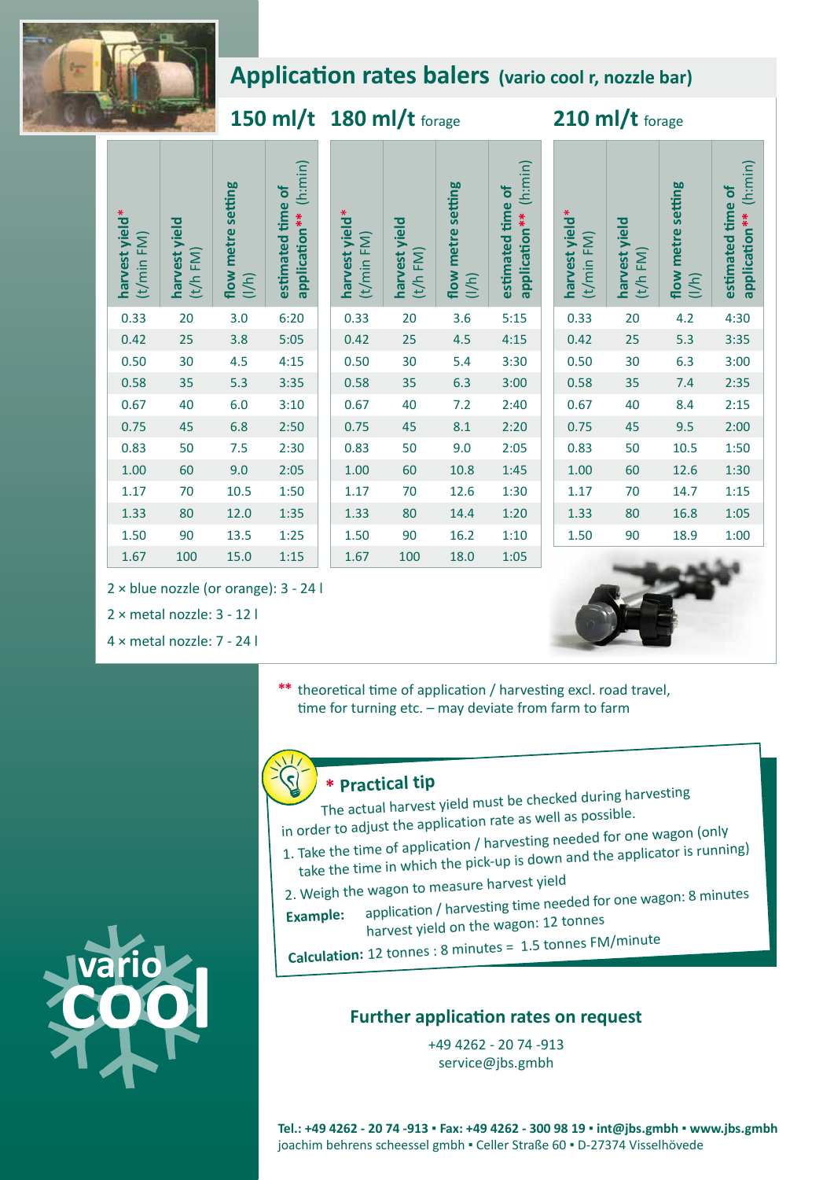## Application rates balers (vario cool r, nozzle bar)

### 150 ml/t 180 ml/t forage

| harvest yield* (t/min FM) | harvest yield (t/h FM) | flow metre setting (l/h) | estimated time of application** (h:min) |
|---|---|---|---|
| 0.33 | 20 | 3.0 | 6:20 |
| 0.42 | 25 | 3.8 | 5:05 |
| 0.50 | 30 | 4.5 | 4:15 |
| 0.58 | 35 | 5.3 | 3:35 |
| 0.67 | 40 | 6.0 | 3:10 |
| 0.75 | 45 | 6.8 | 2:50 |
| 0.83 | 50 | 7.5 | 2:30 |
| 1.00 | 60 | 9.0 | 2:05 |
| 1.17 | 70 | 10.5 | 1:50 |
| 1.33 | 80 | 12.0 | 1:35 |
| 1.50 | 90 | 13.5 | 1:25 |
| 1.67 | 100 | 15.0 | 1:15 |

| harvest yield* (t/min FM) | harvest yield (t/h FM) | flow metre setting (l/h) | estimated time of application** (h:min) |
|---|---|---|---|
| 0.33 | 20 | 3.6 | 5:15 |
| 0.42 | 25 | 4.5 | 4:15 |
| 0.50 | 30 | 5.4 | 3:30 |
| 0.58 | 35 | 6.3 | 3:00 |
| 0.67 | 40 | 7.2 | 2:40 |
| 0.75 | 45 | 8.1 | 2:20 |
| 0.83 | 50 | 9.0 | 2:05 |
| 1.00 | 60 | 10.8 | 1:45 |
| 1.17 | 70 | 12.6 | 1:30 |
| 1.33 | 80 | 14.4 | 1:20 |
| 1.50 | 90 | 16.2 | 1:10 |
| 1.67 | 100 | 18.0 | 1:05 |

### 210 ml/t forage

| harvest yield* (t/min FM) | harvest yield (t/h FM) | flow metre setting (l/h) | estimated time of application** (h:min) |
|---|---|---|---|
| 0.33 | 20 | 4.2 | 4:30 |
| 0.42 | 25 | 5.3 | 3:35 |
| 0.50 | 30 | 6.3 | 3:00 |
| 0.58 | 35 | 7.4 | 2:35 |
| 0.67 | 40 | 8.4 | 2:15 |
| 0.75 | 45 | 9.5 | 2:00 |
| 0.83 | 50 | 10.5 | 1:50 |
| 1.00 | 60 | 12.6 | 1:30 |
| 1.17 | 70 | 14.7 | 1:15 |
| 1.33 | 80 | 16.8 | 1:05 |
| 1.50 | 90 | 18.9 | 1:00 |

2 × blue nozzle (or orange): 3 - 24 l

2 × metal nozzle: 3 - 12 l

4 × metal nozzle: 7 - 24 l

** theoretical time of application / harvesting excl. road travel, time for turning etc. – may deviate from farm to farm

### * Practical tip

The actual harvest yield must be checked during harvesting in order to adjust the application rate as well as possible.

1. Take the time of application / harvesting needed for one wagon (only take the time in which the pick-up is down and the applicator is running)
2. Weigh the wagon to measure harvest yield

**Example:** application / harvesting time needed for one wagon: 8 minutes
harvest yield on the wagon: 12 tonnes

**Calculation:** 12 tonnes : 8 minutes = 1.5 tonnes FM/minute

vario cool

### Further application rates on request

+49 4262 - 20 74 -913
service@jbs.gmbh

**Tel.: +49 4262 - 20 74 -913 ▪ Fax: +49 4262 - 300 98 19 ▪ int@jbs.gmbh ▪ www.jbs.gmbh**
joachim behrens scheessel gmbh ▪ Celler Straße 60 ▪ D-27374 Visselhövede